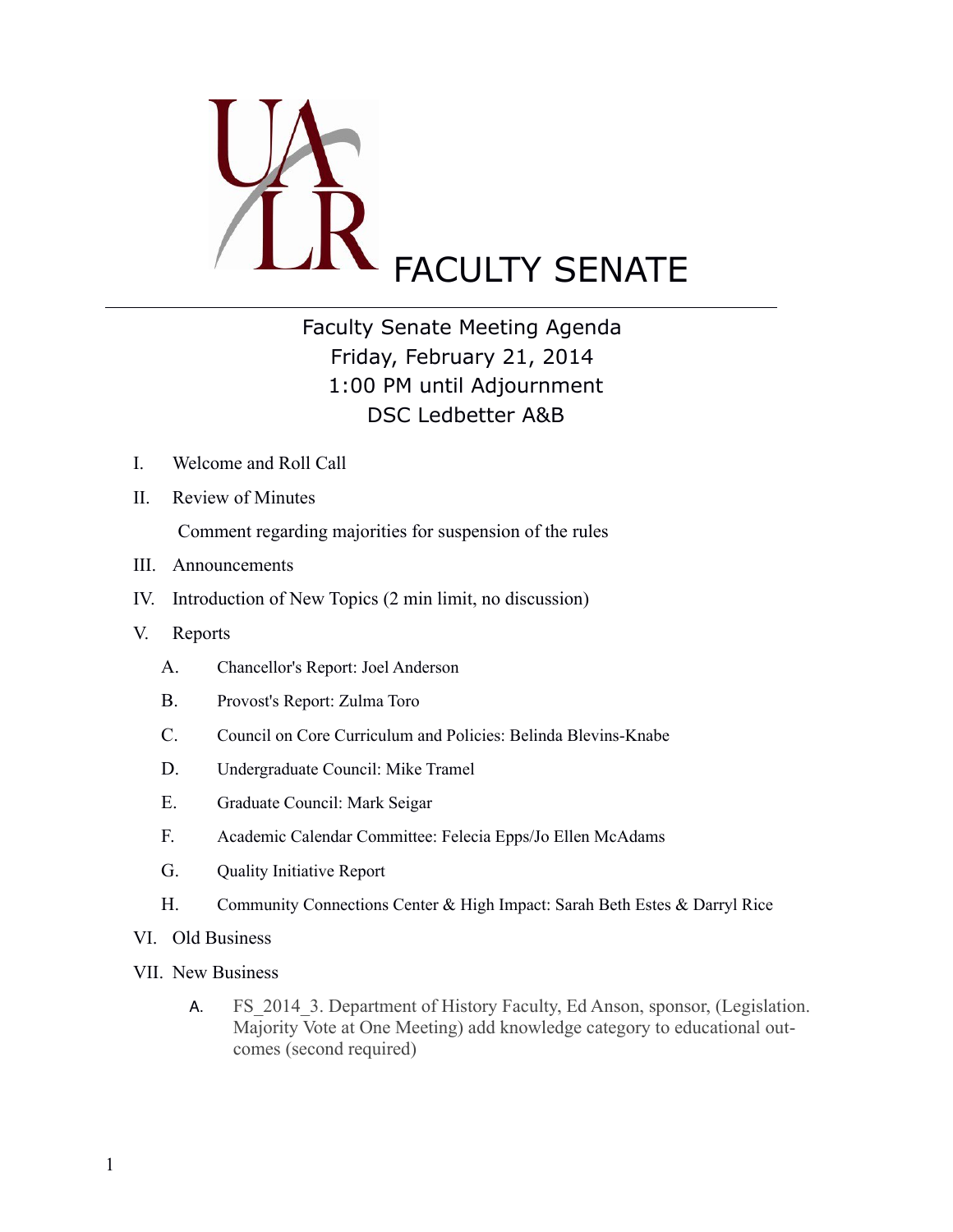# UALR FACULTY SENATE

## Faculty Senate Meeting Agenda
Friday, February 21, 2014
1:00 PM until Adjournment
DSC Ledbetter A&B

I. Welcome and Roll Call

II. Review of Minutes

   Comment regarding majorities for suspension of the rules

III. Announcements

IV. Introduction of New Topics (2 min limit, no discussion)

V. Reports

   A. Chancellor's Report: Joel Anderson

   B. Provost's Report: Zulma Toro

   C. Council on Core Curriculum and Policies: Belinda Blevins-Knabe

   D. Undergraduate Council: Mike Tramel

   E. Graduate Council: Mark Seigar

   F. Academic Calendar Committee: Felecia Epps/Jo Ellen McAdams

   G. Quality Initiative Report

   H. Community Connections Center & High Impact: Sarah Beth Estes & Darryl Rice

VI. Old Business

VII. New Business

   A. FS_2014_3. Department of History Faculty, Ed Anson, sponsor, (Legislation. Majority Vote at One Meeting) add knowledge category to educational outcomes (second required)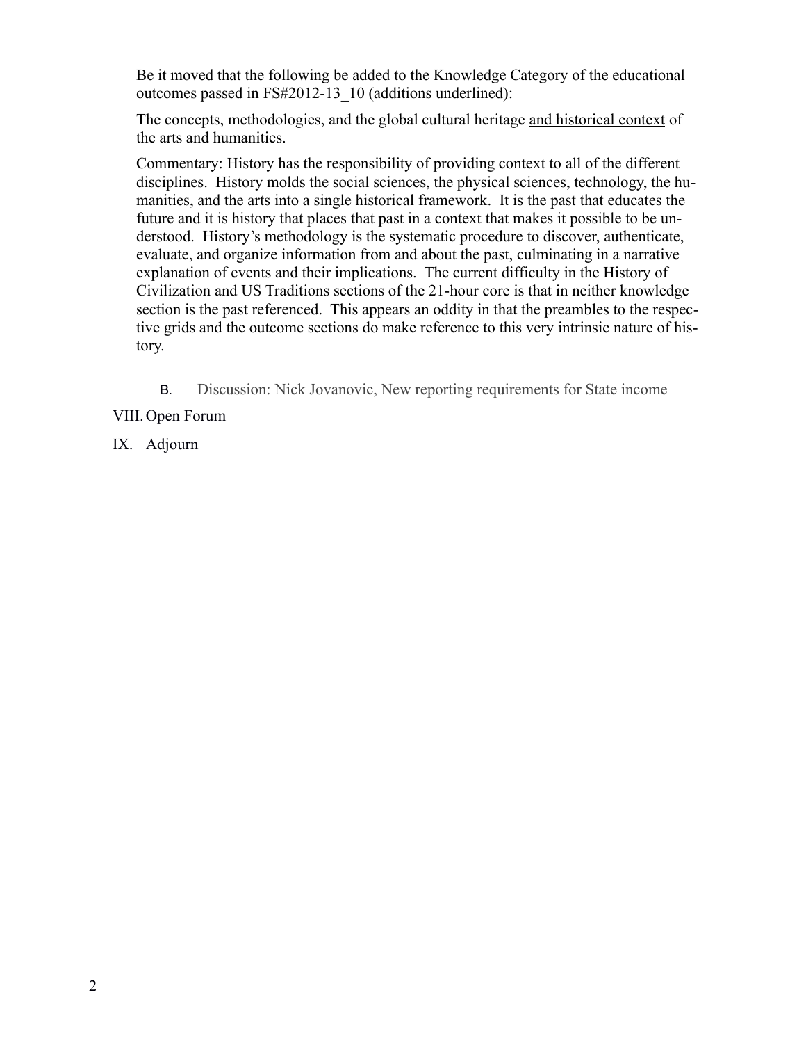Be it moved that the following be added to the Knowledge Category of the educational outcomes passed in FS#2012-13_10 (additions underlined):

The concepts, methodologies, and the global cultural heritage <u>and historical context</u> of the arts and humanities.

Commentary: History has the responsibility of providing context to all of the different disciplines. History molds the social sciences, the physical sciences, technology, the humanities, and the arts into a single historical framework. It is the past that educates the future and it is history that places that past in a context that makes it possible to be understood. History's methodology is the systematic procedure to discover, authenticate, evaluate, and organize information from and about the past, culminating in a narrative explanation of events and their implications. The current difficulty in the History of Civilization and US Traditions sections of the 21-hour core is that in neither knowledge section is the past referenced. This appears an oddity in that the preambles to the respective grids and the outcome sections do make reference to this very intrinsic nature of history.

B. Discussion: Nick Jovanovic, New reporting requirements for State income

VIII. Open Forum

IX. Adjourn